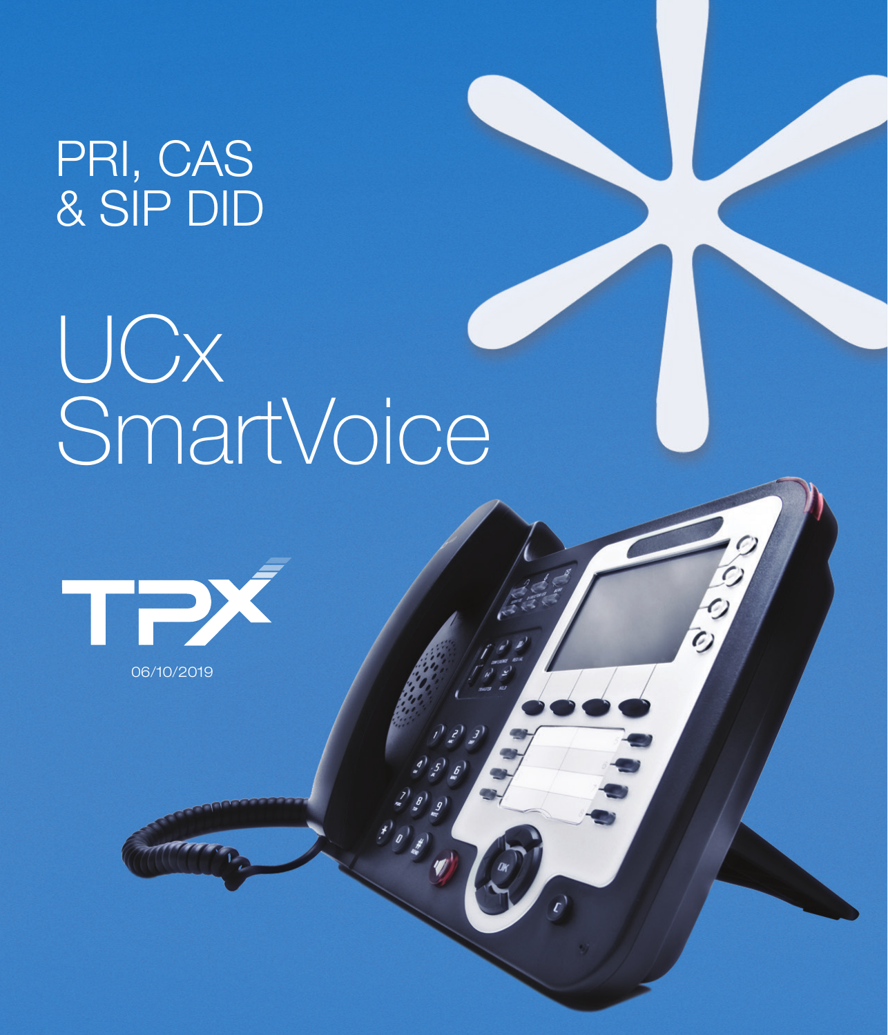# PRI, CAS & SIP DID

# UCx SmartVoice

TPX

06/10/2019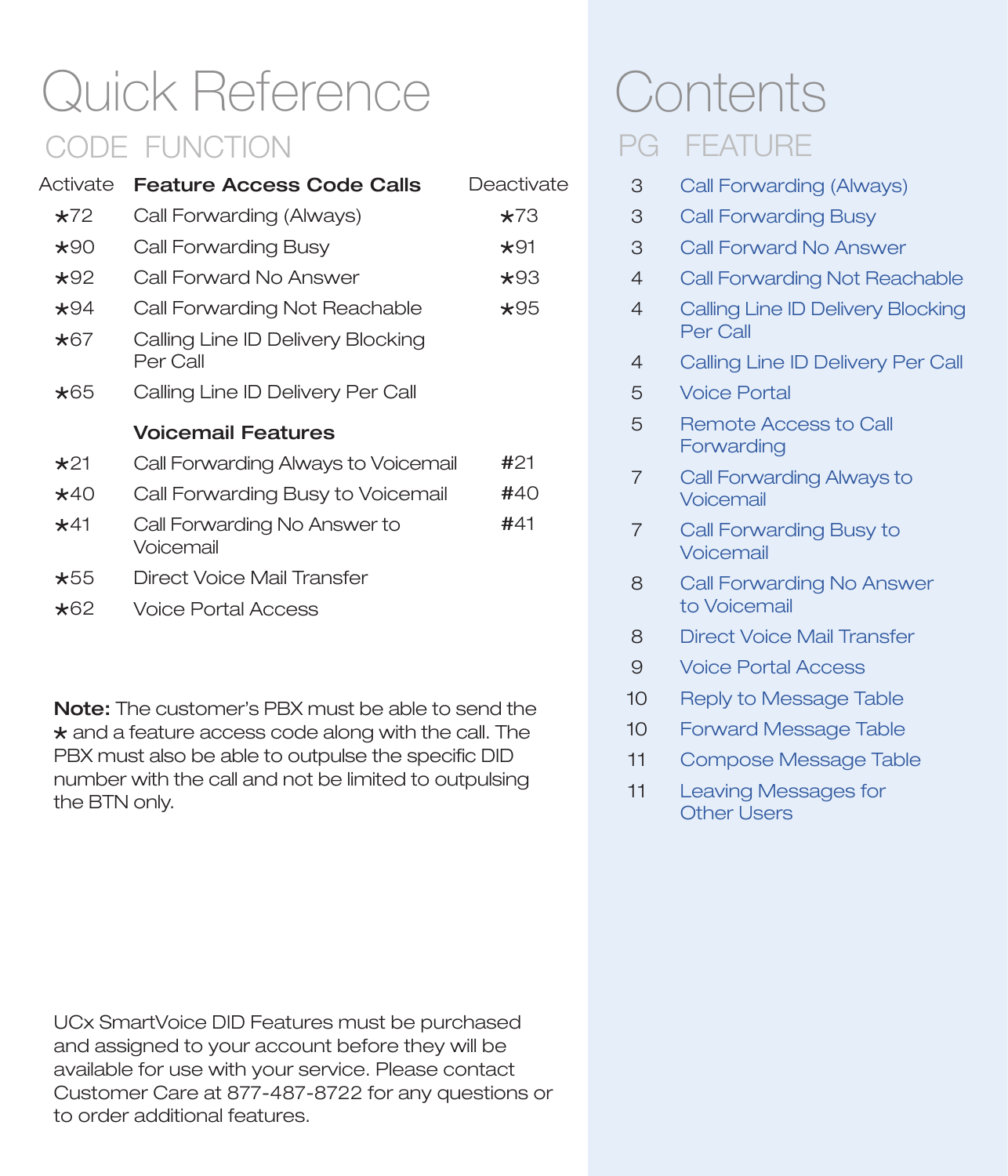# Quick Reference

## CODE FUNCTION

| Activate | Feature Access Code Calls | Deactivate |
|---|---|---|
| *72 | Call Forwarding (Always) | *73 |
| *90 | Call Forwarding Busy | *91 |
| *92 | Call Forward No Answer | *93 |
| *94 | Call Forwarding Not Reachable | *95 |
| *67 | Calling Line ID Delivery Blocking Per Call | |
| *65 | Calling Line ID Delivery Per Call | |
| | **Voicemail Features** | |
| *21 | Call Forwarding Always to Voicemail | #21 |
| *40 | Call Forwarding Busy to Voicemail | #40 |
| *41 | Call Forwarding No Answer to Voicemail | #41 |
| *55 | Direct Voice Mail Transfer | |
| *62 | Voice Portal Access | |

**Note:** The customer's PBX must be able to send the * and a feature access code along with the call. The PBX must also be able to outpulse the specific DID number with the call and not be limited to outpulsing the BTN only.

UCx SmartVoice DID Features must be purchased and assigned to your account before they will be available for use with your service. Please contact Customer Care at 877-487-8722 for any questions or to order additional features.

# Contents

| PG | FEATURE |
|---|---|
| 3 | Call Forwarding (Always) |
| 3 | Call Forwarding Busy |
| 3 | Call Forward No Answer |
| 4 | Call Forwarding Not Reachable |
| 4 | Calling Line ID Delivery Blocking Per Call |
| 4 | Calling Line ID Delivery Per Call |
| 5 | Voice Portal |
| 5 | Remote Access to Call Forwarding |
| 7 | Call Forwarding Always to Voicemail |
| 7 | Call Forwarding Busy to Voicemail |
| 8 | Call Forwarding No Answer to Voicemail |
| 8 | Direct Voice Mail Transfer |
| 9 | Voice Portal Access |
| 10 | Reply to Message Table |
| 10 | Forward Message Table |
| 11 | Compose Message Table |
| 11 | Leaving Messages for Other Users |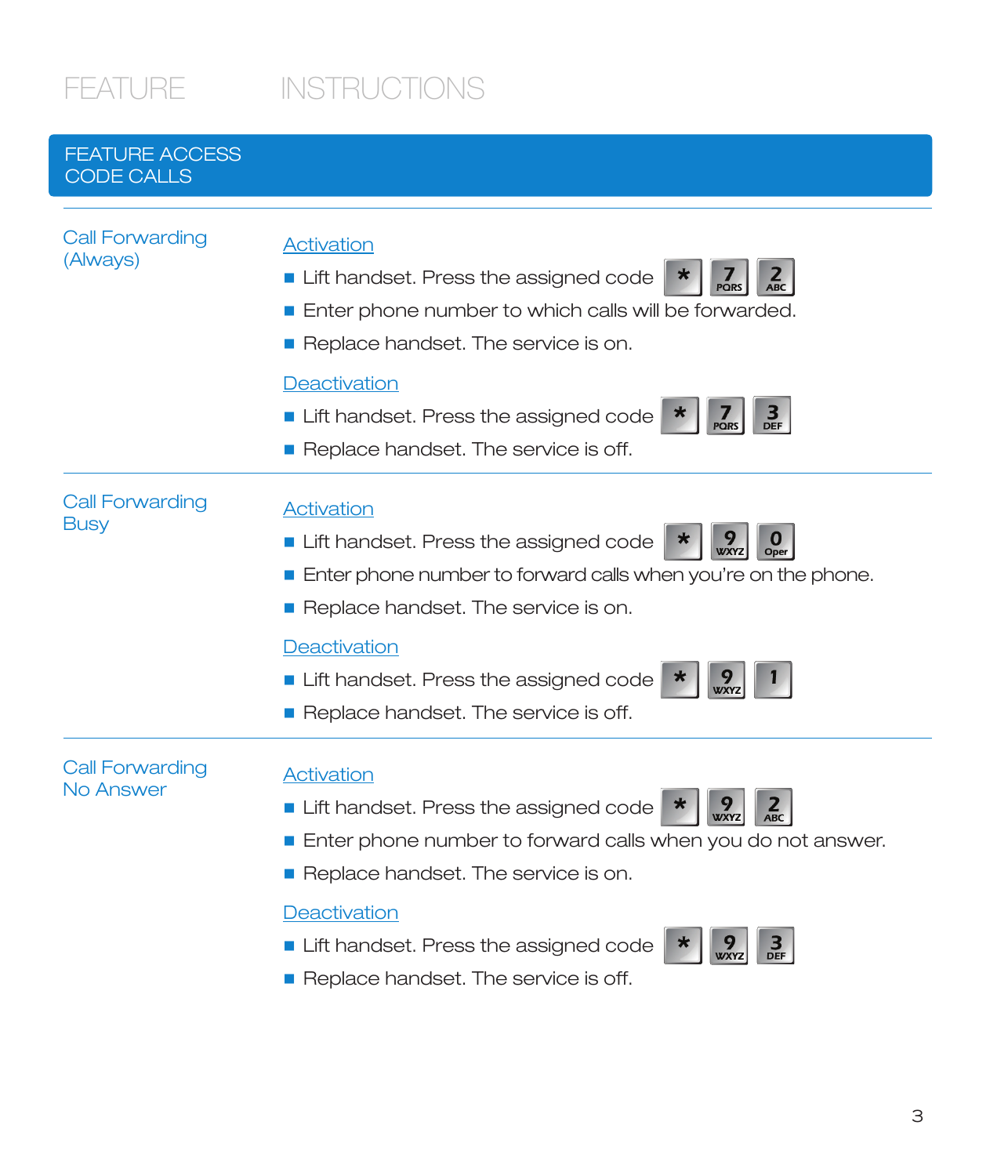| FEATURE | INSTRUCTIONS |
|---|---|

## FEATURE ACCESS CODE CALLS

### Call Forwarding (Always)

Activation

- Lift handset. Press the assigned code * 7 2
- Enter phone number to which calls will be forwarded.
- Replace handset. The service is on.

Deactivation

- Lift handset. Press the assigned code * 7 3
- Replace handset. The service is off.

### Call Forwarding Busy

Activation

- Lift handset. Press the assigned code * 9 0
- Enter phone number to forward calls when you're on the phone.
- Replace handset. The service is on.

Deactivation

- Lift handset. Press the assigned code * 9 1
- Replace handset. The service is off.

### Call Forwarding No Answer

Activation

- Lift handset. Press the assigned code * 9 2
- Enter phone number to forward calls when you do not answer.
- Replace handset. The service is on.

Deactivation

- Lift handset. Press the assigned code * 9 3
- Replace handset. The service is off.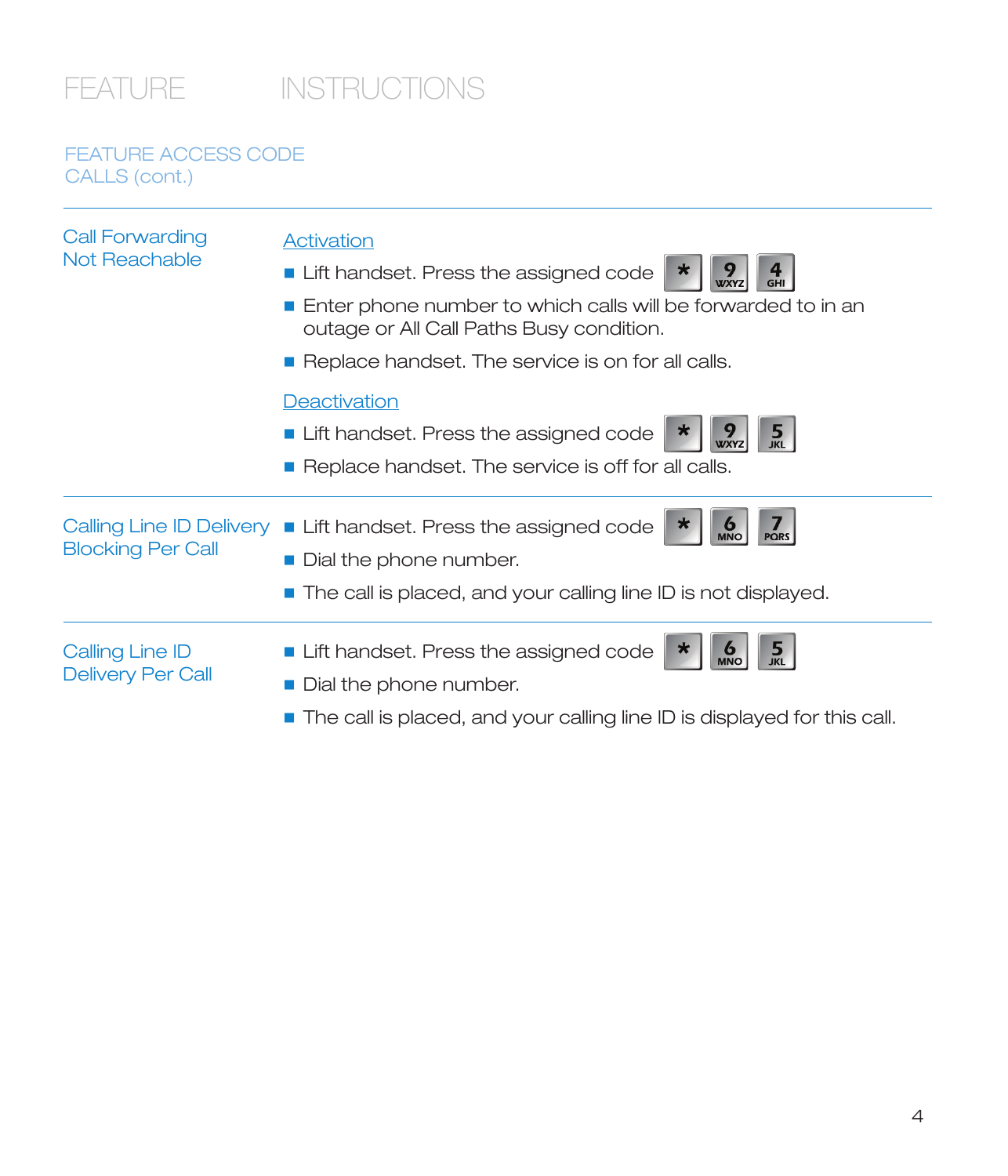# FEATURE INSTRUCTIONS

## FEATURE ACCESS CODE CALLS (cont.)

| FEATURE | INSTRUCTIONS |
| --- | --- |
| Call Forwarding Not Reachable | Activation<br>■ Lift handset. Press the assigned code * 9 4<br>■ Enter phone number to which calls will be forwarded to in an outage or All Call Paths Busy condition.<br>■ Replace handset. The service is on for all calls.<br>Deactivation<br>■ Lift handset. Press the assigned code * 9 5<br>■ Replace handset. The service is off for all calls. |
| Calling Line ID Delivery Blocking Per Call | ■ Lift handset. Press the assigned code * 6 7<br>■ Dial the phone number.<br>■ The call is placed, and your calling line ID is not displayed. |
| Calling Line ID Delivery Per Call | ■ Lift handset. Press the assigned code * 6 5<br>■ Dial the phone number.<br>■ The call is placed, and your calling line ID is displayed for this call. |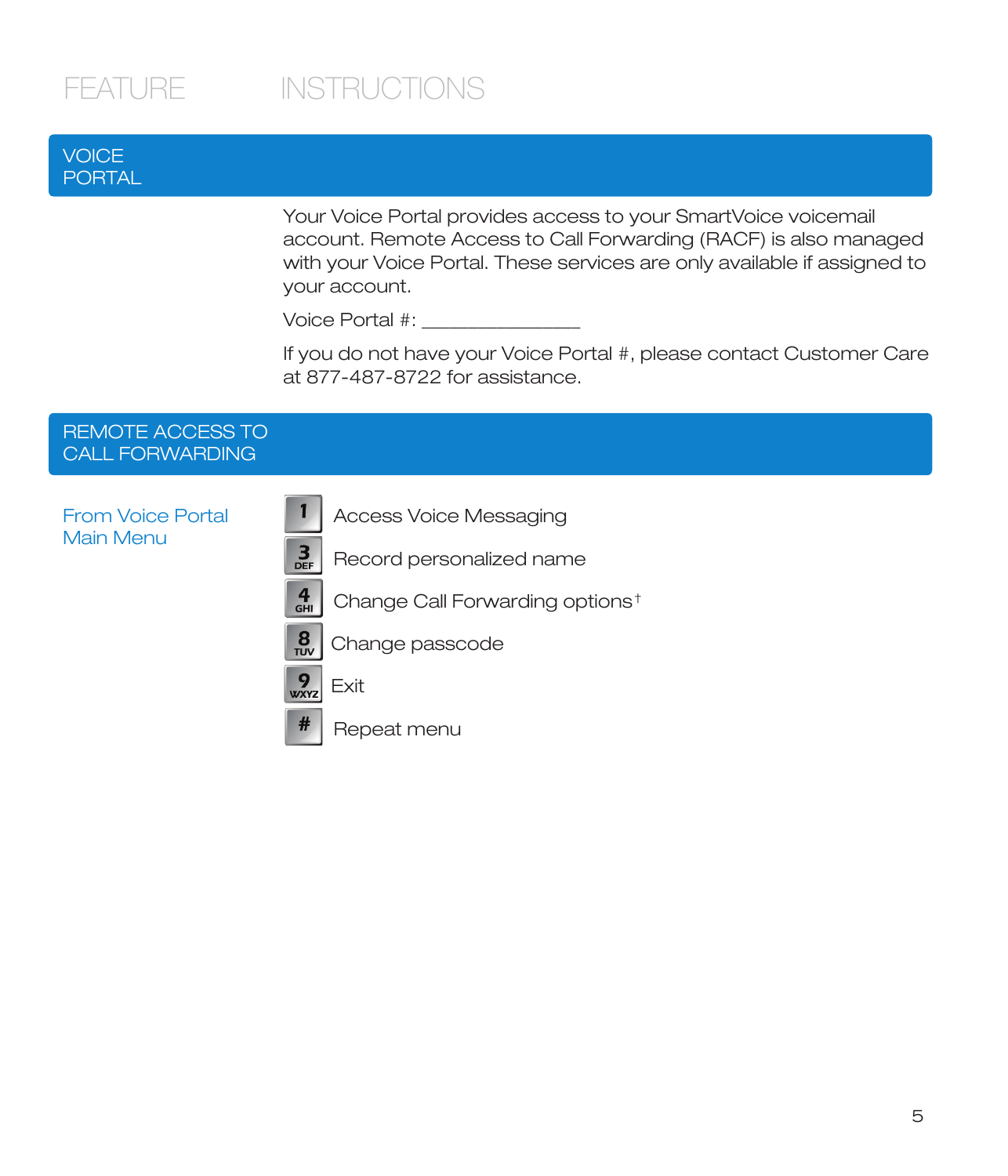| FEATURE | INSTRUCTIONS |
| --- | --- |

## VOICE PORTAL

Your Voice Portal provides access to your SmartVoice voicemail account. Remote Access to Call Forwarding (RACF) is also managed with your Voice Portal. These services are only available if assigned to your account.

Voice Portal #: _______________

If you do not have your Voice Portal #, please contact Customer Care at 877-487-8722 for assistance.

## REMOTE ACCESS TO CALL FORWARDING

**From Voice Portal Main Menu**

- **1** Access Voice Messaging
- **3 DEF** Record personalized name
- **4 GHI** Change Call Forwarding options†
- **8 TUV** Change passcode
- **9 WXYZ** Exit
- **#** Repeat menu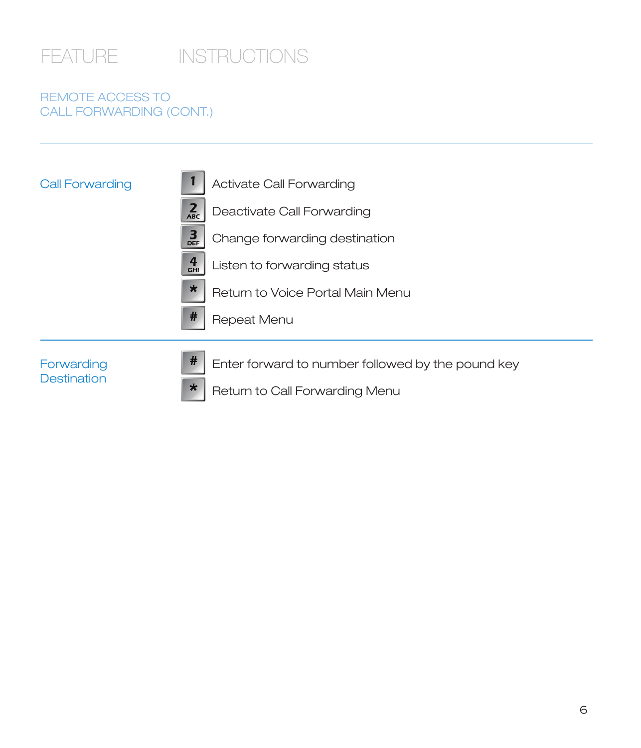| FEATURE | INSTRUCTIONS |
|---|---|
| **REMOTE ACCESS TO CALL FORWARDING (CONT.)** | |
| Call Forwarding | 1 Activate Call Forwarding |
| | 2 ABC Deactivate Call Forwarding |
| | 3 DEF Change forwarding destination |
| | 4 GHI Listen to forwarding status |
| | * Return to Voice Portal Main Menu |
| | # Repeat Menu |
| Forwarding Destination | # Enter forward to number followed by the pound key |
| | * Return to Call Forwarding Menu |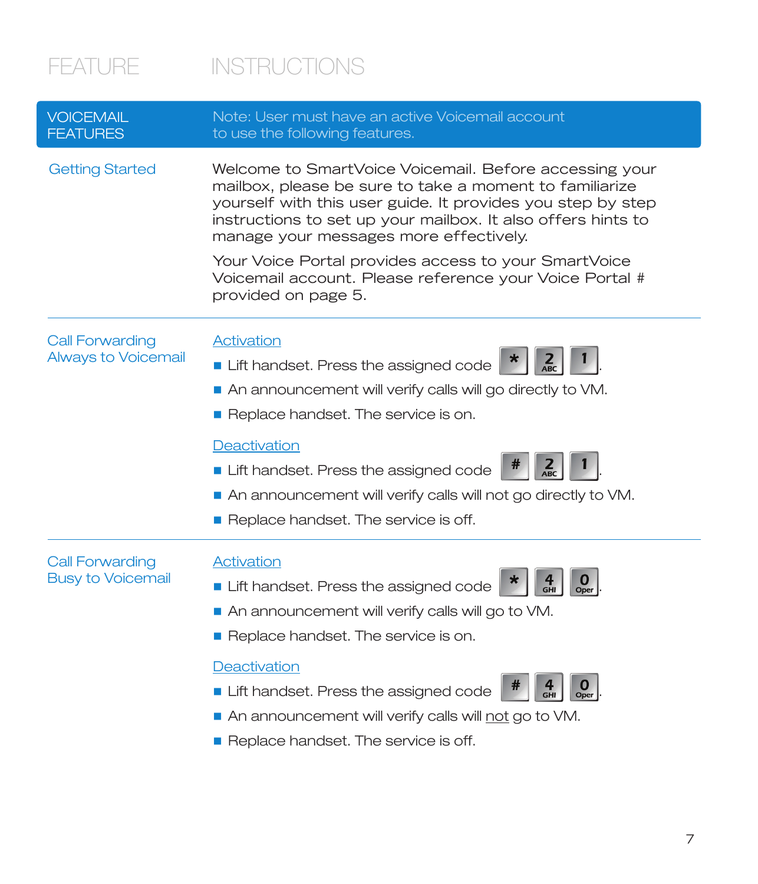| FEATURE | INSTRUCTIONS |
|---|---|
| **VOICEMAIL FEATURES** | Note: User must have an active Voicemail account to use the following features. |
| Getting Started | Welcome to SmartVoice Voicemail. Before accessing your mailbox, please be sure to take a moment to familiarize yourself with this user guide. It provides you step by step instructions to set up your mailbox. It also offers hints to manage your messages more effectively.<br><br>Your Voice Portal provides access to your SmartVoice Voicemail account. Please reference your Voice Portal # provided on page 5. |
| Call Forwarding Always to Voicemail | Activation<br>■ Lift handset. Press the assigned code * 2 1.<br>■ An announcement will verify calls will go directly to VM.<br>■ Replace handset. The service is on.<br><br>Deactivation<br>■ Lift handset. Press the assigned code # 2 1.<br>■ An announcement will verify calls will not go directly to VM.<br>■ Replace handset. The service is off. |
| Call Forwarding Busy to Voicemail | Activation<br>■ Lift handset. Press the assigned code * 4 0.<br>■ An announcement will verify calls will go to VM.<br>■ Replace handset. The service is on.<br><br>Deactivation<br>■ Lift handset. Press the assigned code # 4 0.<br>■ An announcement will verify calls will not go to VM.<br>■ Replace handset. The service is off. |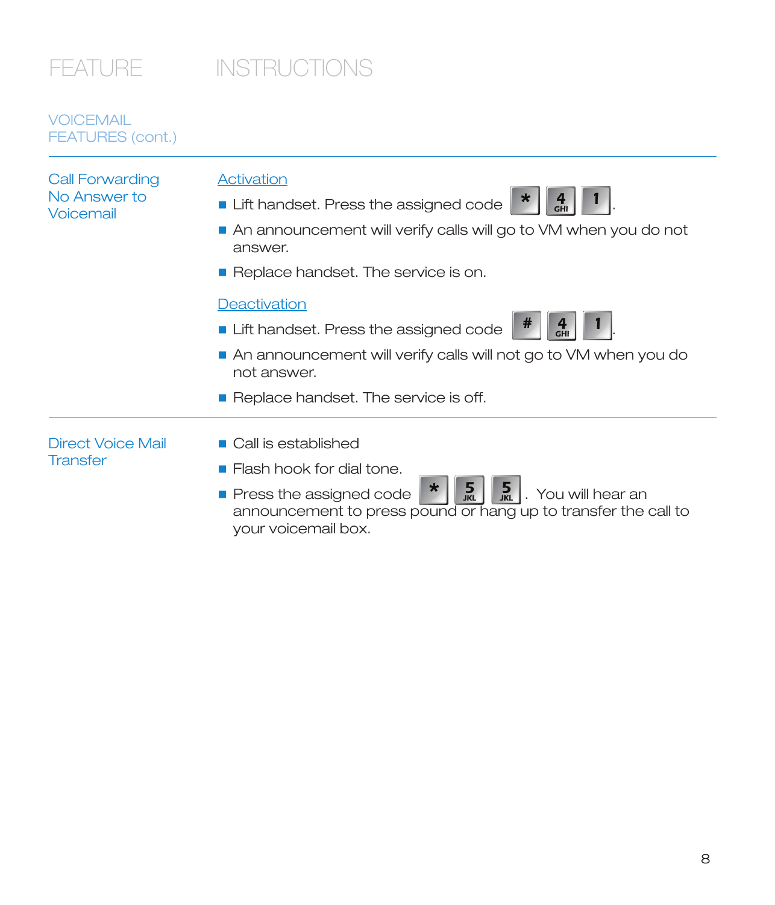| FEATURE | INSTRUCTIONS |
| --- | --- |

## VOICEMAIL FEATURES (cont.)

### Call Forwarding No Answer to Voicemail

**Activation**

- Lift handset. Press the assigned code * 4 1.
- An announcement will verify calls will go to VM when you do not answer.
- Replace handset. The service is on.

**Deactivation**

- Lift handset. Press the assigned code # 4 1.
- An announcement will verify calls will not go to VM when you do not answer.
- Replace handset. The service is off.

### Direct Voice Mail Transfer

- Call is established
- Flash hook for dial tone.
- Press the assigned code * 5 5. You will hear an announcement to press pound or hang up to transfer the call to your voicemail box.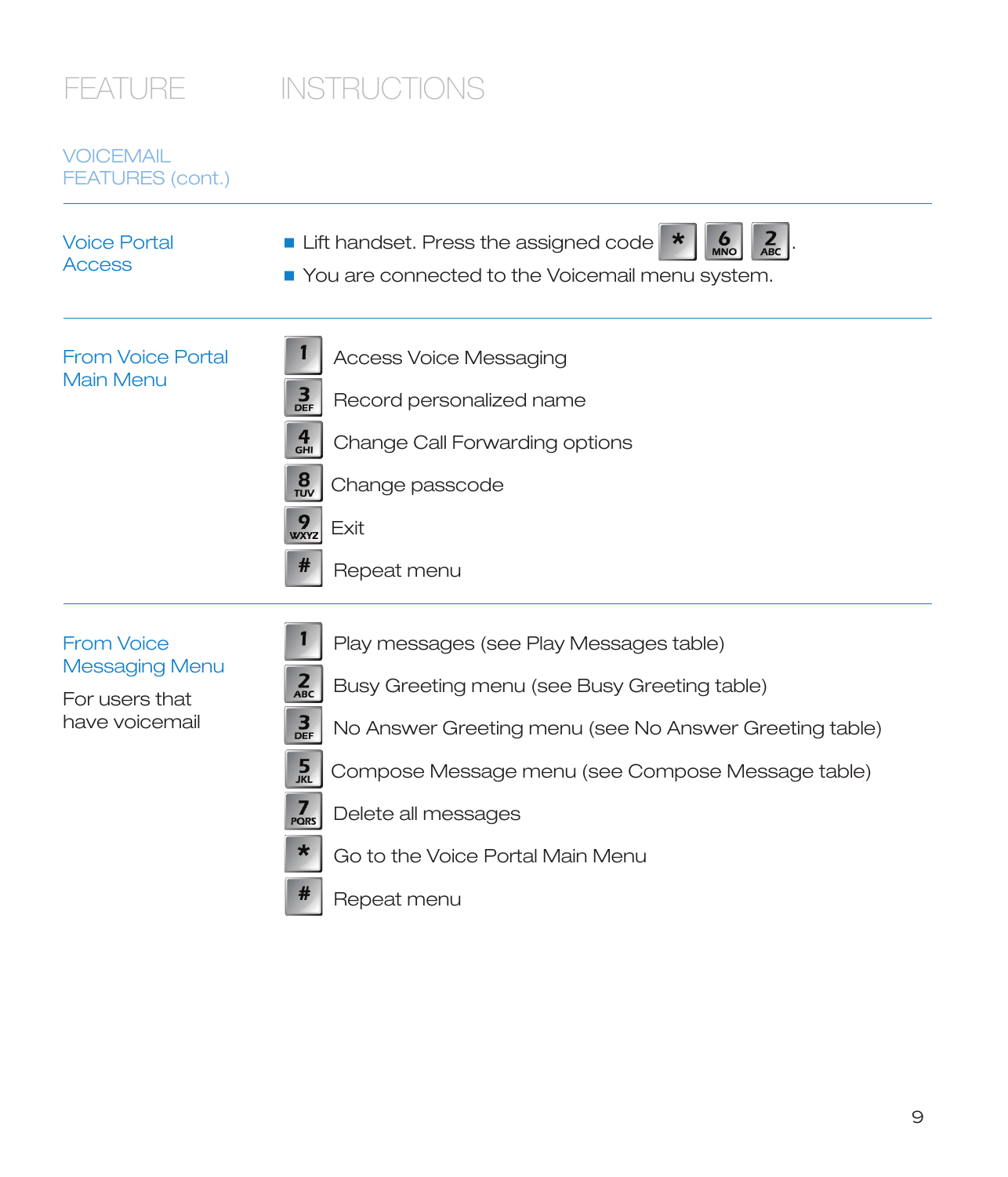| FEATURE | INSTRUCTIONS |
| --- | --- |
| **VOICEMAIL FEATURES (cont.)** | |
| Voice Portal Access | ■ Lift handset. Press the assigned code * 6 2.<br>■ You are connected to the Voicemail menu system. |
| From Voice Portal Main Menu | 1 Access Voice Messaging<br>3 Record personalized name<br>4 Change Call Forwarding options<br>8 Change passcode<br>9 Exit<br># Repeat menu |
| From Voice Messaging Menu<br>For users that have voicemail | 1 Play messages (see Play Messages table)<br>2 Busy Greeting menu (see Busy Greeting table)<br>3 No Answer Greeting menu (see No Answer Greeting table)<br>5 Compose Message menu (see Compose Message table)<br>7 Delete all messages<br>* Go to the Voice Portal Main Menu<br># Repeat menu |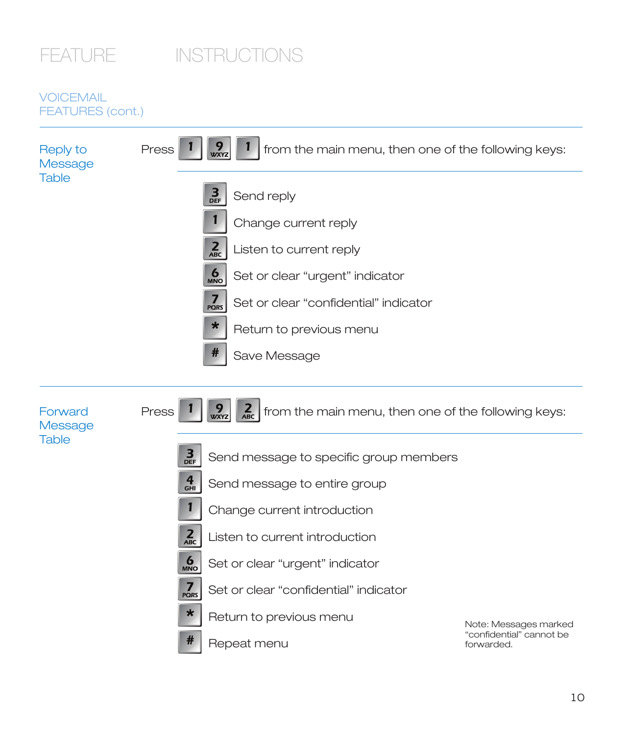| FEATURE | INSTRUCTIONS |
|---|---|

## VOICEMAIL FEATURES (cont.)

### Reply to Message Table

Press 1 9 WXYZ 1 from the main menu, then one of the following keys:

| Key | Action |
|---|---|
| 3 DEF | Send reply |
| 1 | Change current reply |
| 2 ABC | Listen to current reply |
| 6 MNO | Set or clear “urgent” indicator |
| 7 PQRS | Set or clear “confidential” indicator |
| * | Return to previous menu |
| # | Save Message |

### Forward Message Table

Press 1 9 WXYZ 2 ABC from the main menu, then one of the following keys:

| Key | Action |
|---|---|
| 3 DEF | Send message to specific group members |
| 4 GHI | Send message to entire group |
| 1 | Change current introduction |
| 2 ABC | Listen to current introduction |
| 6 MNO | Set or clear “urgent” indicator |
| 7 PQRS | Set or clear “confidential” indicator |
| * | Return to previous menu |
| # | Repeat menu |

Note: Messages marked “confidential” cannot be forwarded.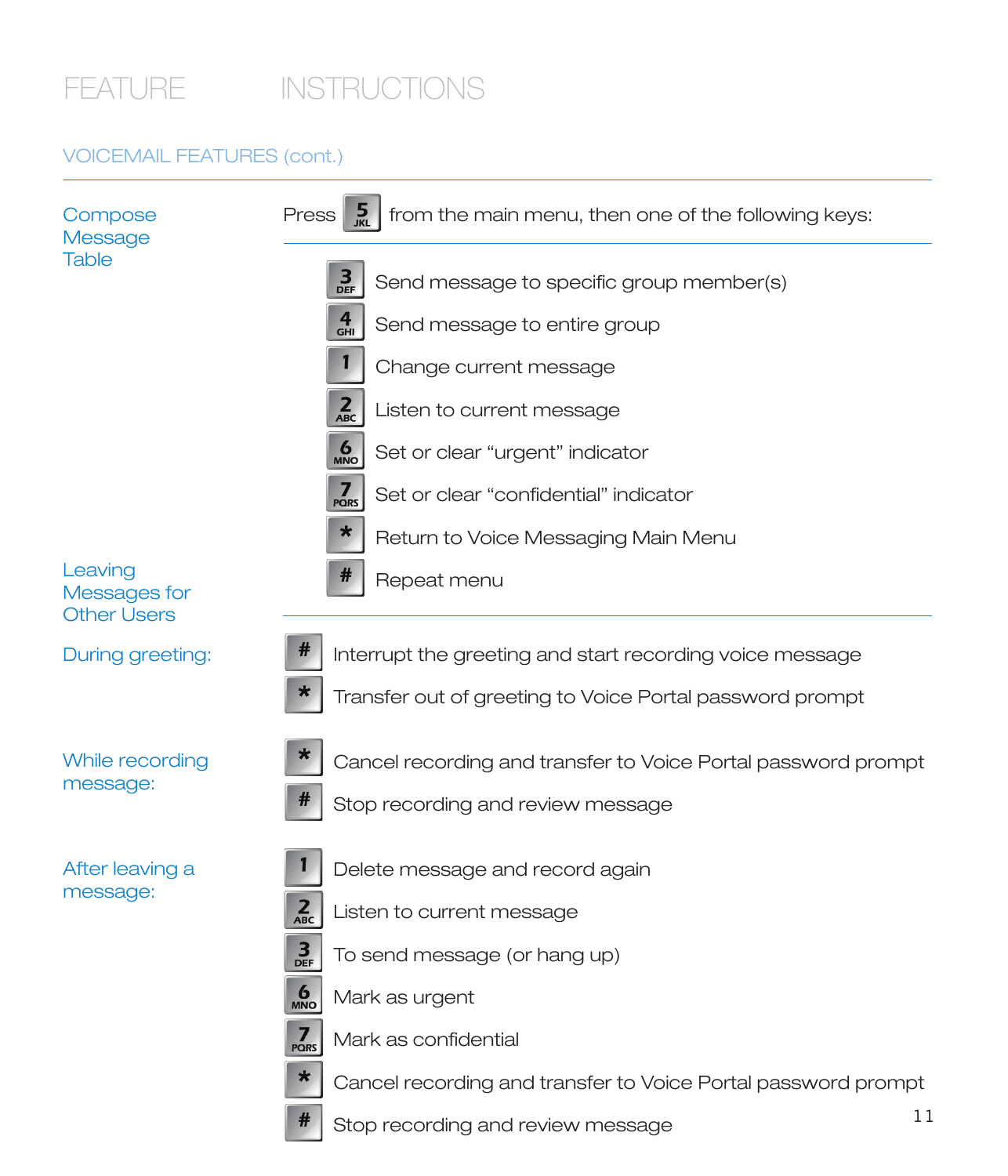FEATURE | INSTRUCTIONS

## VOICEMAIL FEATURES (cont.)

| FEATURE | INSTRUCTIONS |
|---|---|
| **Compose Message Table** | Press 5 JKL from the main menu, then one of the following keys: |
| | 3 DEF — Send message to specific group member(s) |
| | 4 GHI — Send message to entire group |
| | 1 — Change current message |
| | 2 ABC — Listen to current message |
| | 6 MNO — Set or clear “urgent” indicator |
| | 7 PQRS — Set or clear “confidential” indicator |
| | * — Return to Voice Messaging Main Menu |
| | # — Repeat menu |
| **Leaving Messages for Other Users** | |
| **During greeting:** | # — Interrupt the greeting and start recording voice message |
| | * — Transfer out of greeting to Voice Portal password prompt |
| **While recording message:** | * — Cancel recording and transfer to Voice Portal password prompt |
| | # — Stop recording and review message |
| **After leaving a message:** | 1 — Delete message and record again |
| | 2 ABC — Listen to current message |
| | 3 DEF — To send message (or hang up) |
| | 6 MNO — Mark as urgent |
| | 7 PQRS — Mark as confidential |
| | * — Cancel recording and transfer to Voice Portal password prompt |
| | # — Stop recording and review message |